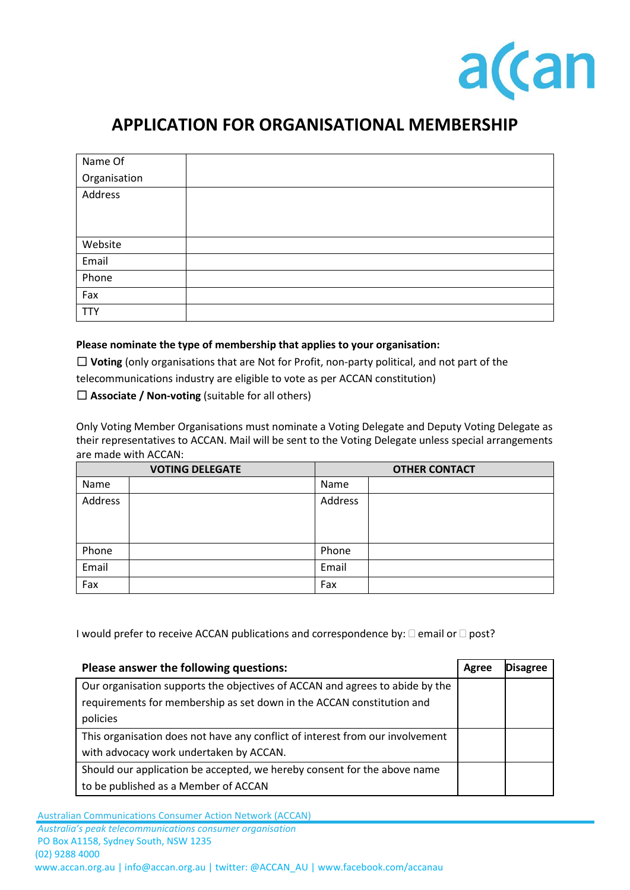acan

# APPLICATION FOR ORGANISATIONAL MEMBERSHIP

| Name Of Organisation | |
|---|---|
| Address | |
| Website | |
| Email | |
| Phone | |
| Fax | |
| TTY | |

**Please nominate the type of membership that applies to your organisation:**

☐ **Voting** (only organisations that are Not for Profit, non-party political, and not part of the telecommunications industry are eligible to vote as per ACCAN constitution)

☐ **Associate / Non-voting** (suitable for all others)

Only Voting Member Organisations must nominate a Voting Delegate and Deputy Voting Delegate as their representatives to ACCAN. Mail will be sent to the Voting Delegate unless special arrangements are made with ACCAN:

| VOTING DELEGATE | | OTHER CONTACT | |
|---|---|---|---|
| Name | | Name | |
| Address | | Address | |
| Phone | | Phone | |
| Email | | Email | |
| Fax | | Fax | |

I would prefer to receive ACCAN publications and correspondence by: ☐ email or ☐ post?

| Please answer the following questions: | Agree | Disagree |
|---|---|---|
| Our organisation supports the objectives of ACCAN and agrees to abide by the requirements for membership as set down in the ACCAN constitution and policies | | |
| This organisation does not have any conflict of interest from our involvement with advocacy work undertaken by ACCAN. | | |
| Should our application be accepted, we hereby consent for the above name to be published as a Member of ACCAN | | |

Australian Communications Consumer Action Network (ACCAN)
*Australia's peak telecommunications consumer organisation*
PO Box A1158, Sydney South, NSW 1235
(02) 9288 4000
www.accan.org.au | info@accan.org.au | twitter: @ACCAN_AU | www.facebook.com/accanau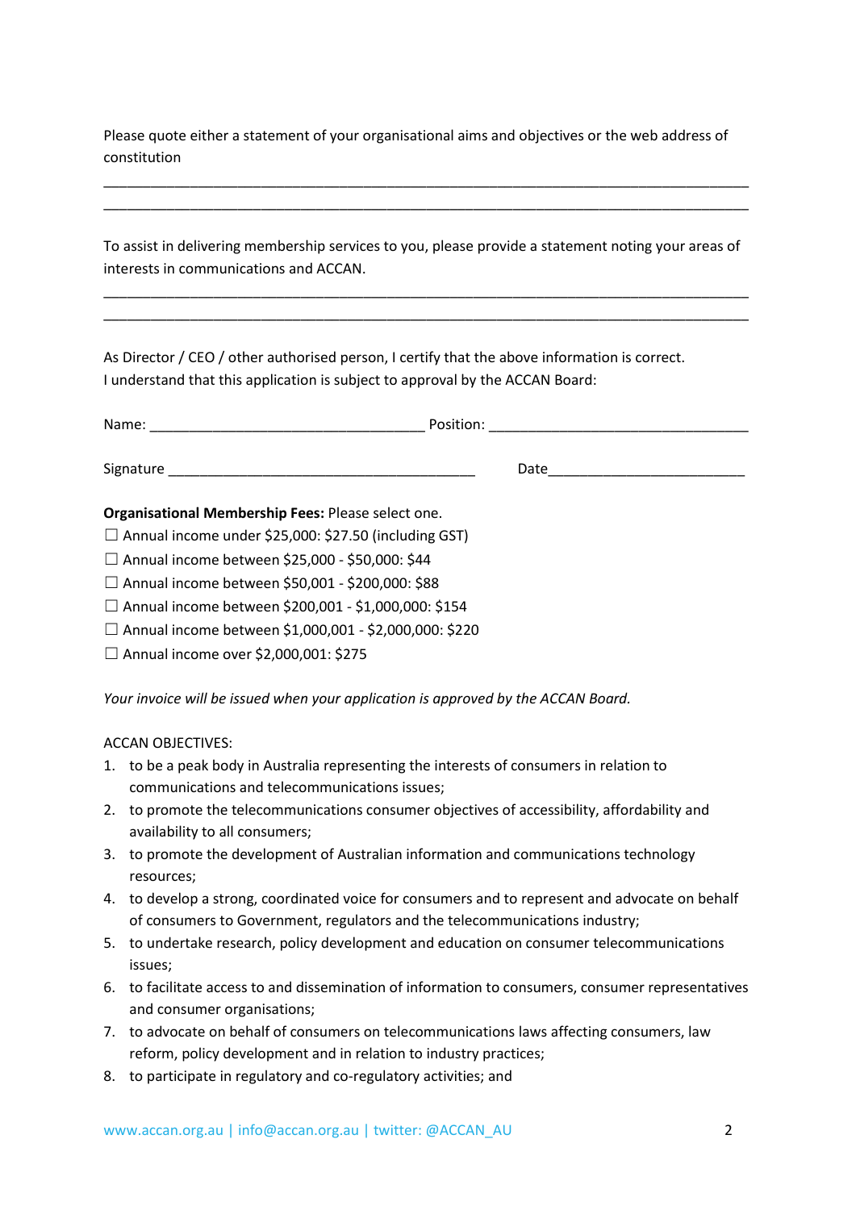Please quote either a statement of your organisational aims and objectives or the web address of constitution

_______________________________________________________________________________

_______________________________________________________________________________

To assist in delivering membership services to you, please provide a statement noting your areas of interests in communications and ACCAN.

_______________________________________________________________________________

_______________________________________________________________________________

As Director / CEO / other authorised person, I certify that the above information is correct.
I understand that this application is subject to approval by the ACCAN Board:

Name: ___________________________________ Position: _________________________________

Signature _______________________________________ Date_________________________

**Organisational Membership Fees:** Please select one.

☐ Annual income under $25,000: $27.50 (including GST)
☐ Annual income between $25,000 - $50,000: $44
☐ Annual income between $50,001 - $200,000: $88
☐ Annual income between $200,001 - $1,000,000: $154
☐ Annual income between $1,000,001 - $2,000,000: $220
☐ Annual income over $2,000,001: $275

*Your invoice will be issued when your application is approved by the ACCAN Board.*

ACCAN OBJECTIVES:

1. to be a peak body in Australia representing the interests of consumers in relation to communications and telecommunications issues;
2. to promote the telecommunications consumer objectives of accessibility, affordability and availability to all consumers;
3. to promote the development of Australian information and communications technology resources;
4. to develop a strong, coordinated voice for consumers and to represent and advocate on behalf of consumers to Government, regulators and the telecommunications industry;
5. to undertake research, policy development and education on consumer telecommunications issues;
6. to facilitate access to and dissemination of information to consumers, consumer representatives and consumer organisations;
7. to advocate on behalf of consumers on telecommunications laws affecting consumers, law reform, policy development and in relation to industry practices;
8. to participate in regulatory and co-regulatory activities; and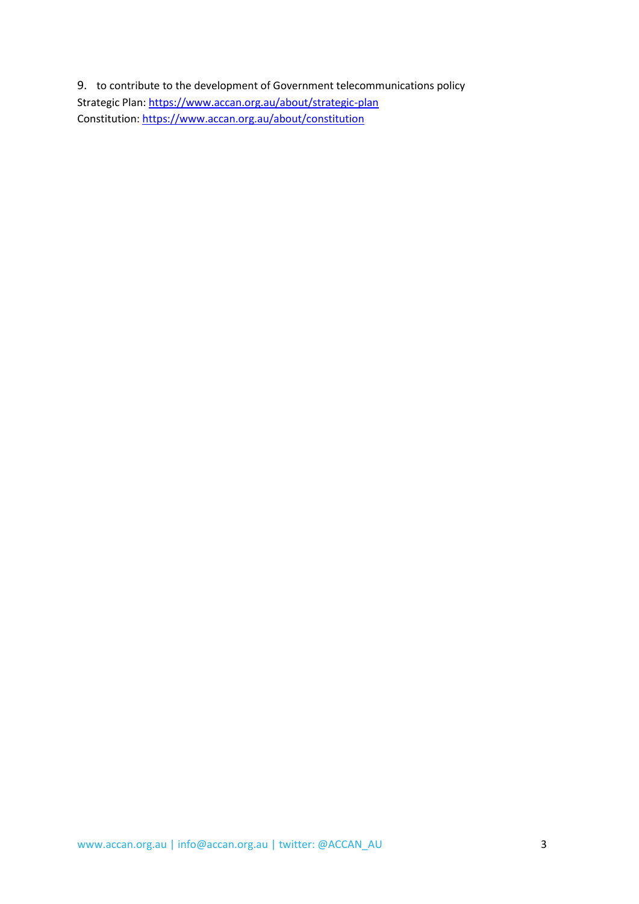9. to contribute to the development of Government telecommunications policy

Strategic Plan: https://www.accan.org.au/about/strategic-plan

Constitution: https://www.accan.org.au/about/constitution